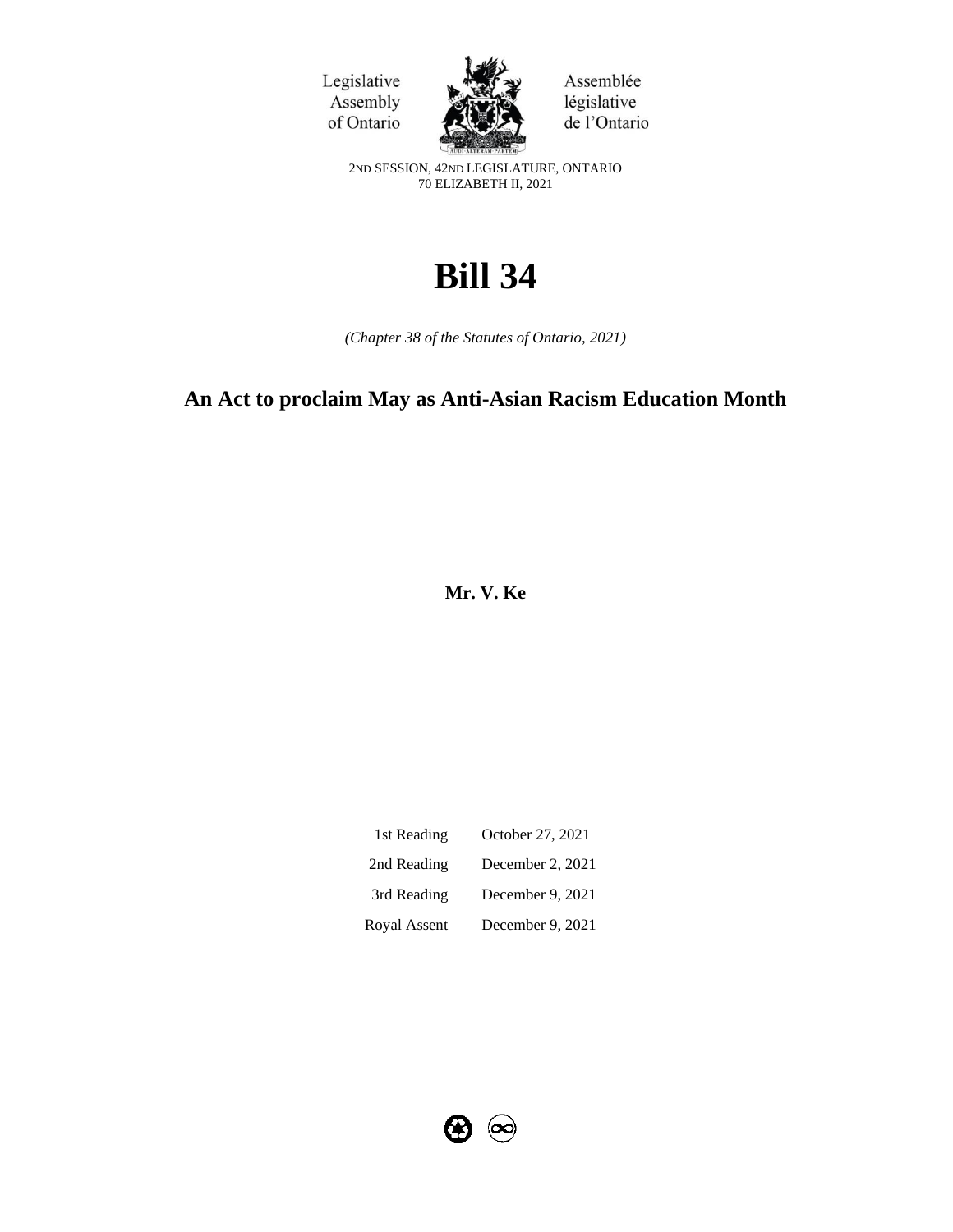Legislative Assembly of Ontario | Assemblée législative de l'Ontario

2ND SESSION, 42ND LEGISLATURE, ONTARIO
70 ELIZABETH II, 2021

# Bill 34

*(Chapter 38 of the Statutes of Ontario, 2021)*

## An Act to proclaim May as Anti-Asian Racism Education Month

**Mr. V. Ke**

| | |
|---|---|
| 1st Reading | October 27, 2021 |
| 2nd Reading | December 2, 2021 |
| 3rd Reading | December 9, 2021 |
| Royal Assent | December 9, 2021 |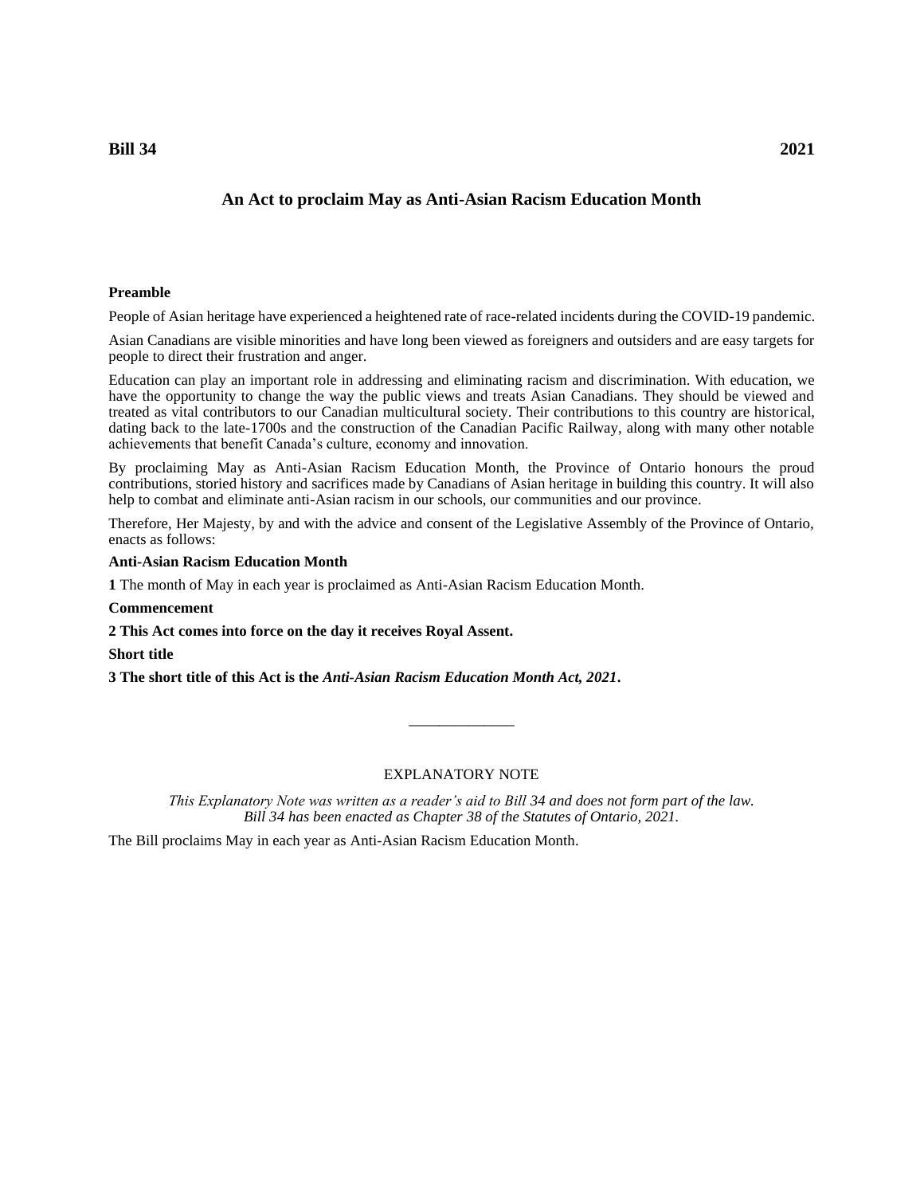**Bill 34** **2021**

# An Act to proclaim May as Anti-Asian Racism Education Month

**Preamble**

People of Asian heritage have experienced a heightened rate of race-related incidents during the COVID-19 pandemic.

Asian Canadians are visible minorities and have long been viewed as foreigners and outsiders and are easy targets for people to direct their frustration and anger.

Education can play an important role in addressing and eliminating racism and discrimination. With education, we have the opportunity to change the way the public views and treats Asian Canadians. They should be viewed and treated as vital contributors to our Canadian multicultural society. Their contributions to this country are historical, dating back to the late-1700s and the construction of the Canadian Pacific Railway, along with many other notable achievements that benefit Canada's culture, economy and innovation.

By proclaiming May as Anti-Asian Racism Education Month, the Province of Ontario honours the proud contributions, storied history and sacrifices made by Canadians of Asian heritage in building this country. It will also help to combat and eliminate anti-Asian racism in our schools, our communities and our province.

Therefore, Her Majesty, by and with the advice and consent of the Legislative Assembly of the Province of Ontario, enacts as follows:

**Anti-Asian Racism Education Month**

**1** The month of May in each year is proclaimed as Anti-Asian Racism Education Month.

**Commencement**

**2 This Act comes into force on the day it receives Royal Assent.**

**Short title**

**3 The short title of this Act is the *Anti-Asian Racism Education Month Act, 2021*.**

---

EXPLANATORY NOTE

*This Explanatory Note was written as a reader's aid to Bill 34 and does not form part of the law. Bill 34 has been enacted as Chapter 38 of the Statutes of Ontario, 2021.*

The Bill proclaims May in each year as Anti-Asian Racism Education Month.